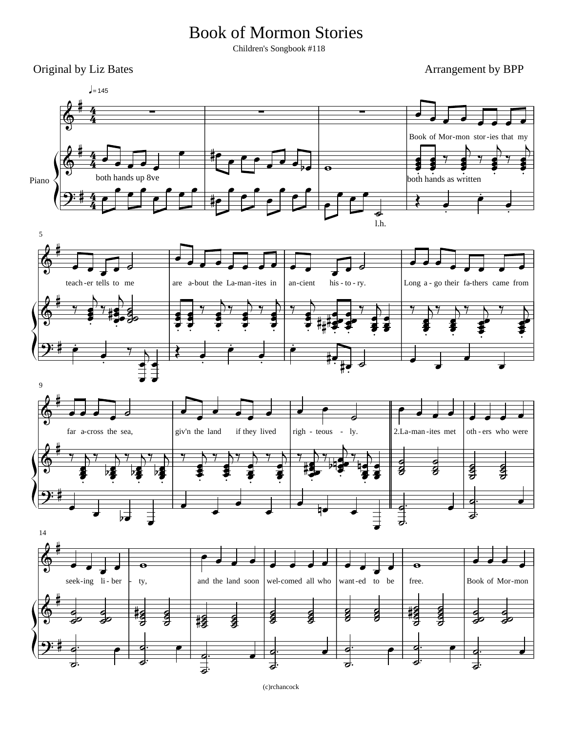# Book of Mormon Stories

Children's Songbook #118

Original by Liz Bates

Arrangement by BPP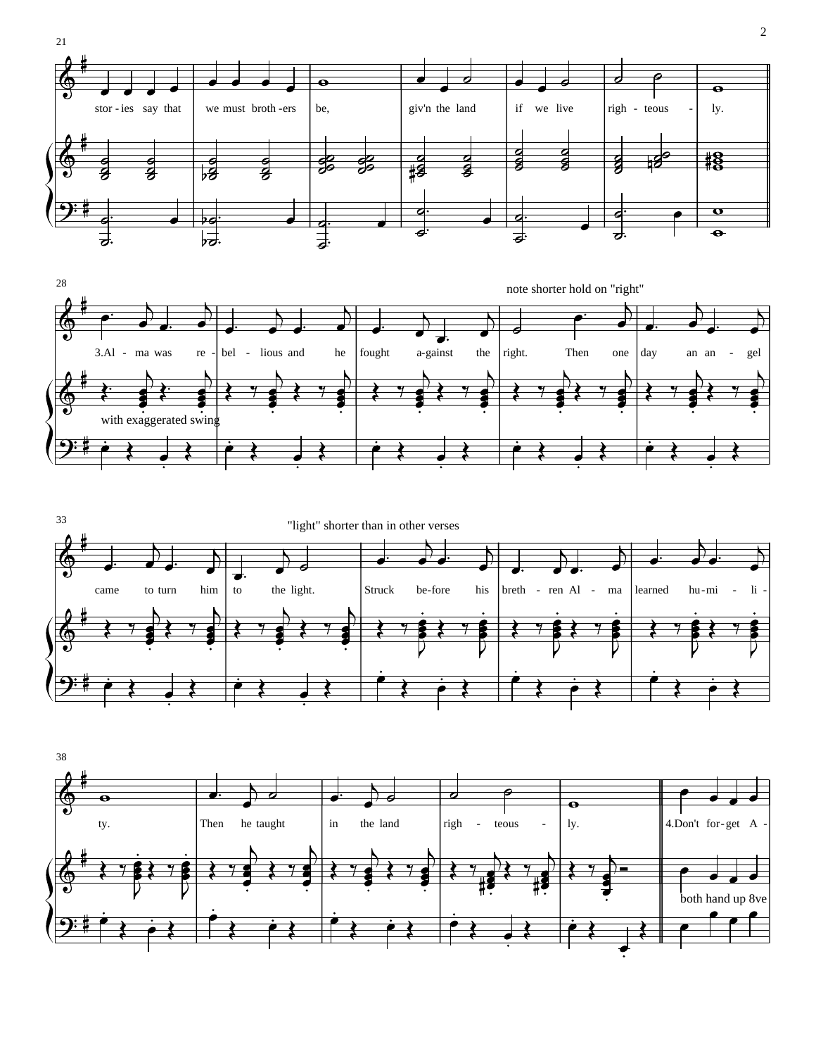21

stor - ies say that | we must broth - ers | be, | giv'n the land | if we live | righ - teous - | ly.

28

note shorter hold on "right"

3.Al - ma was re - | bel - lious and he | fought a-gainst the | right. Then one | day an an - gel

with exaggerated swing

33

"light" shorter than in other verses

came to turn him | to the light. | Struck be-fore his | breth - ren Al - ma | learned hu-mi - li -

38

ty. | Then he taught | in the land | righ - teous - | ly. | 4.Don't for-get A -

both hand up 8ve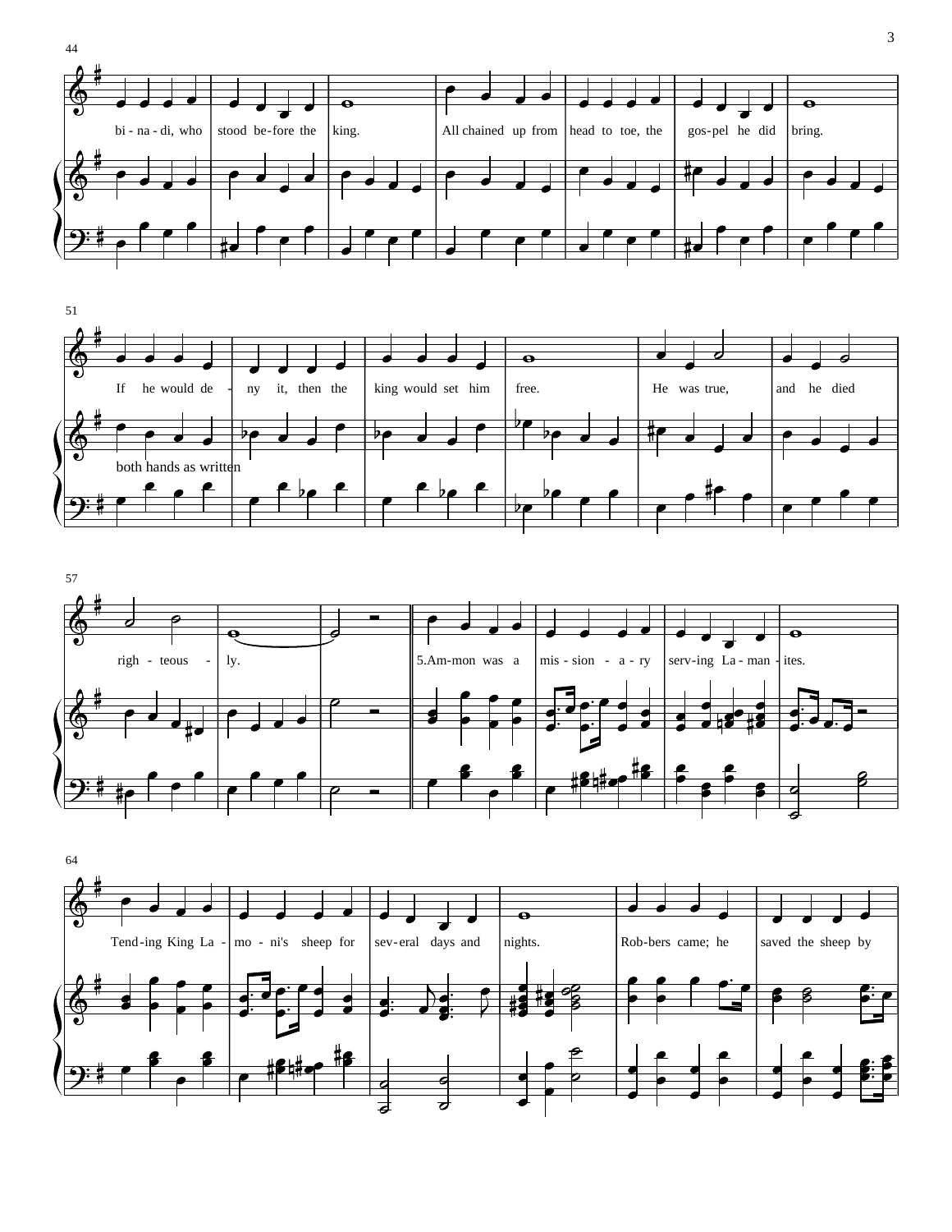44

bi - na - di, who stood be-fore the king. All chained up from head to toe, the gos-pel he did bring.

51

If he would de - ny it, then the king would set him free. He was true, and he died

both hands as written

57

righ - teous - ly.

5.Am-mon was a mis - sion - a - ry serv-ing La - man - ites.

64

Tend-ing King La - mo - ni's sheep for sev-eral days and nights. Rob-bers came; he saved the sheep by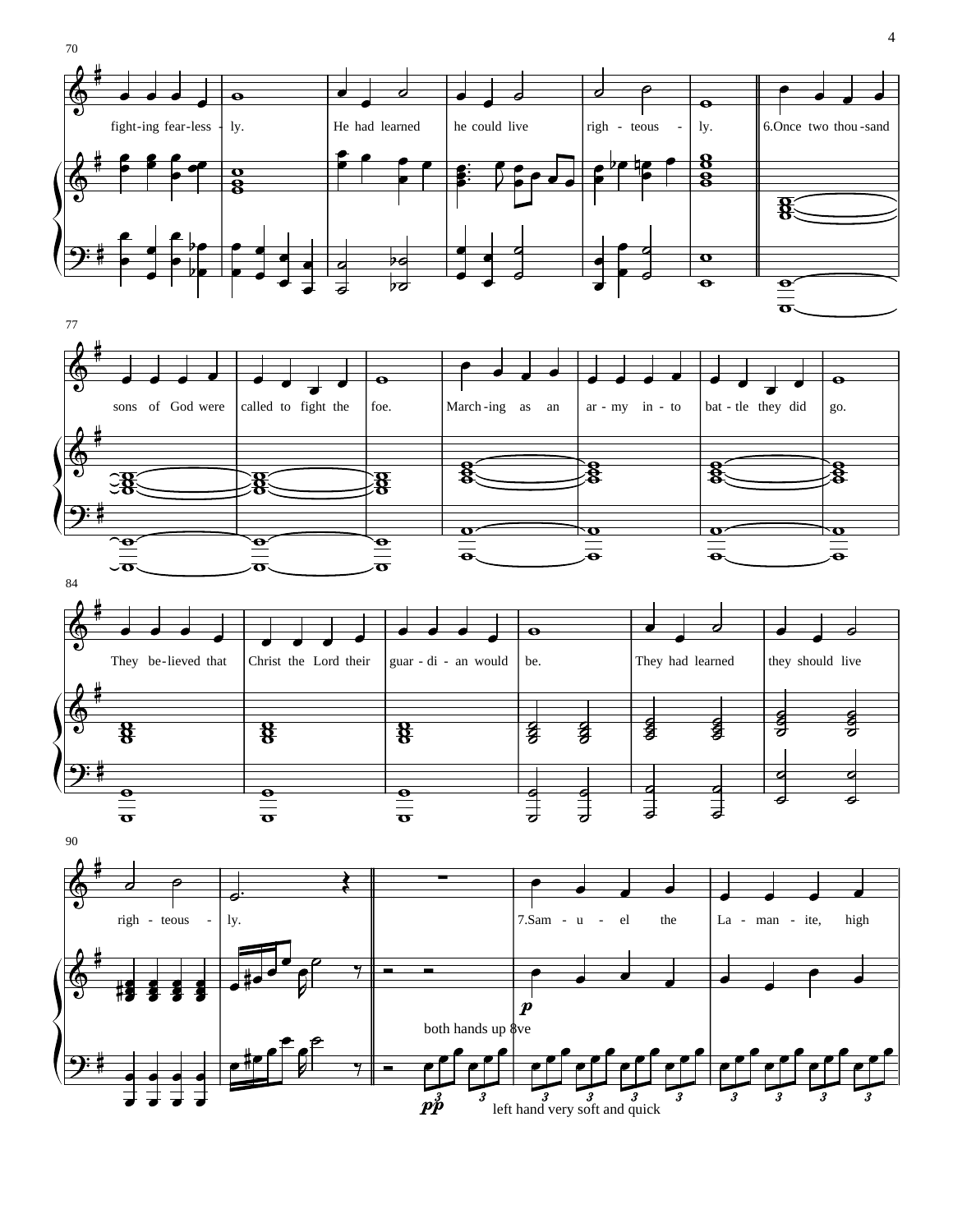fight-ing fear-less - ly. He had learned he could live righ - teous - ly.

6.Once two thou-sand sons of God were called to fight the foe. March-ing as an ar - my in - to bat - tle they did go. They be-lieved that Christ the Lord their guar - di - an would be. They had learned they should live righ - teous - ly.

*p*

both hands up 8ve

*pp*

left hand very soft and quick

7.Sam - u - el the La - man - ite, high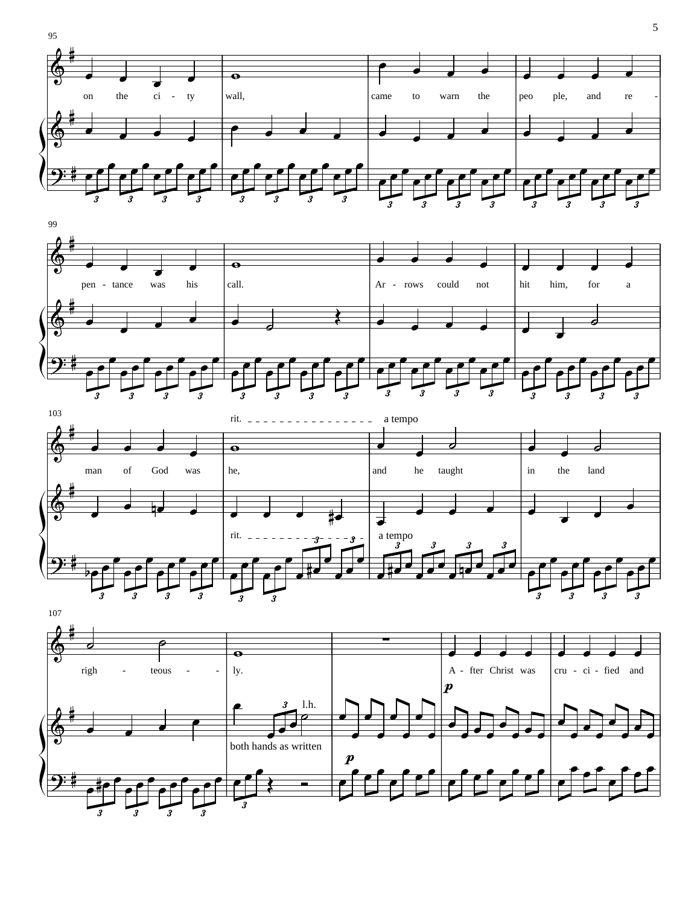95

on the ci - ty wall, came to warn the peo ple, and re - pen - tance was his call. Ar - rows could not hit him, for a man of God was he, and he taught in the land righ - teous - ly. A - fter Christ was cru - ci - fied and

rit. a tempo

both hands as written

l.h.

p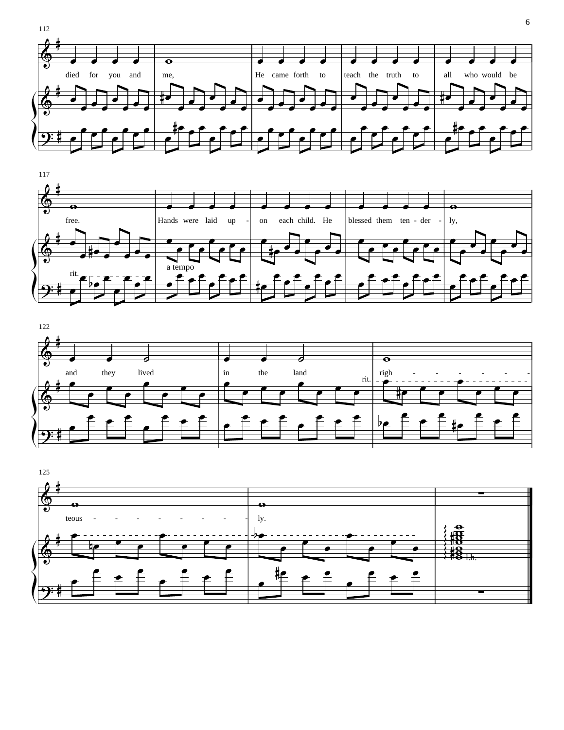112

died for you and me, He came forth to teach the truth to all who would be

117

free. Hands were laid up - on each child. He blessed them ten - der - ly,

rit.

a tempo

122

and they lived in the land righ - - - - - - -

rit.

125

teous - - - - - - - - ly.

l.h.